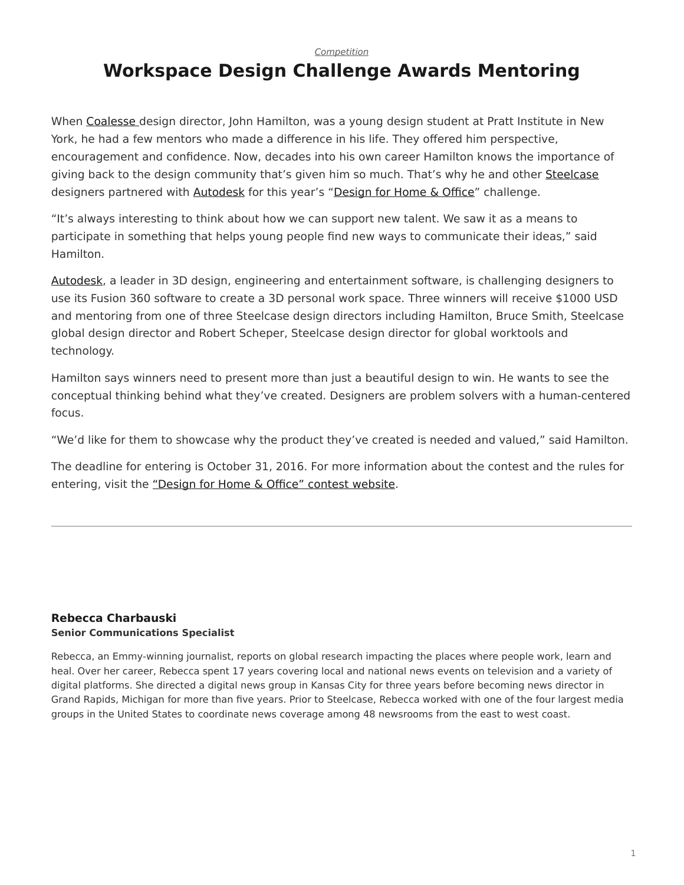*Competition*

# Workspace Design Challenge Awards Mentoring

When Coalesse design director, John Hamilton, was a young design student at Pratt Institute in New York, he had a few mentors who made a difference in his life. They offered him perspective, encouragement and confidence. Now, decades into his own career Hamilton knows the importance of giving back to the design community that's given him so much. That's why he and other Steelcase designers partnered with Autodesk for this year's "Design for Home & Office" challenge.

"It's always interesting to think about how we can support new talent. We saw it as a means to participate in something that helps young people find new ways to communicate their ideas," said Hamilton.

Autodesk, a leader in 3D design, engineering and entertainment software, is challenging designers to use its Fusion 360 software to create a 3D personal work space. Three winners will receive $1000 USD and mentoring from one of three Steelcase design directors including Hamilton, Bruce Smith, Steelcase global design director and Robert Scheper, Steelcase design director for global worktools and technology.

Hamilton says winners need to present more than just a beautiful design to win. He wants to see the conceptual thinking behind what they've created. Designers are problem solvers with a human-centered focus.

"We'd like for them to showcase why the product they've created is needed and valued," said Hamilton.

The deadline for entering is October 31, 2016. For more information about the contest and the rules for entering, visit the "Design for Home & Office" contest website.

---

**Rebecca Charbauski**
**Senior Communications Specialist**

Rebecca, an Emmy-winning journalist, reports on global research impacting the places where people work, learn and heal. Over her career, Rebecca spent 17 years covering local and national news events on television and a variety of digital platforms. She directed a digital news group in Kansas City for three years before becoming news director in Grand Rapids, Michigan for more than five years. Prior to Steelcase, Rebecca worked with one of the four largest media groups in the United States to coordinate news coverage among 48 newsrooms from the east to west coast.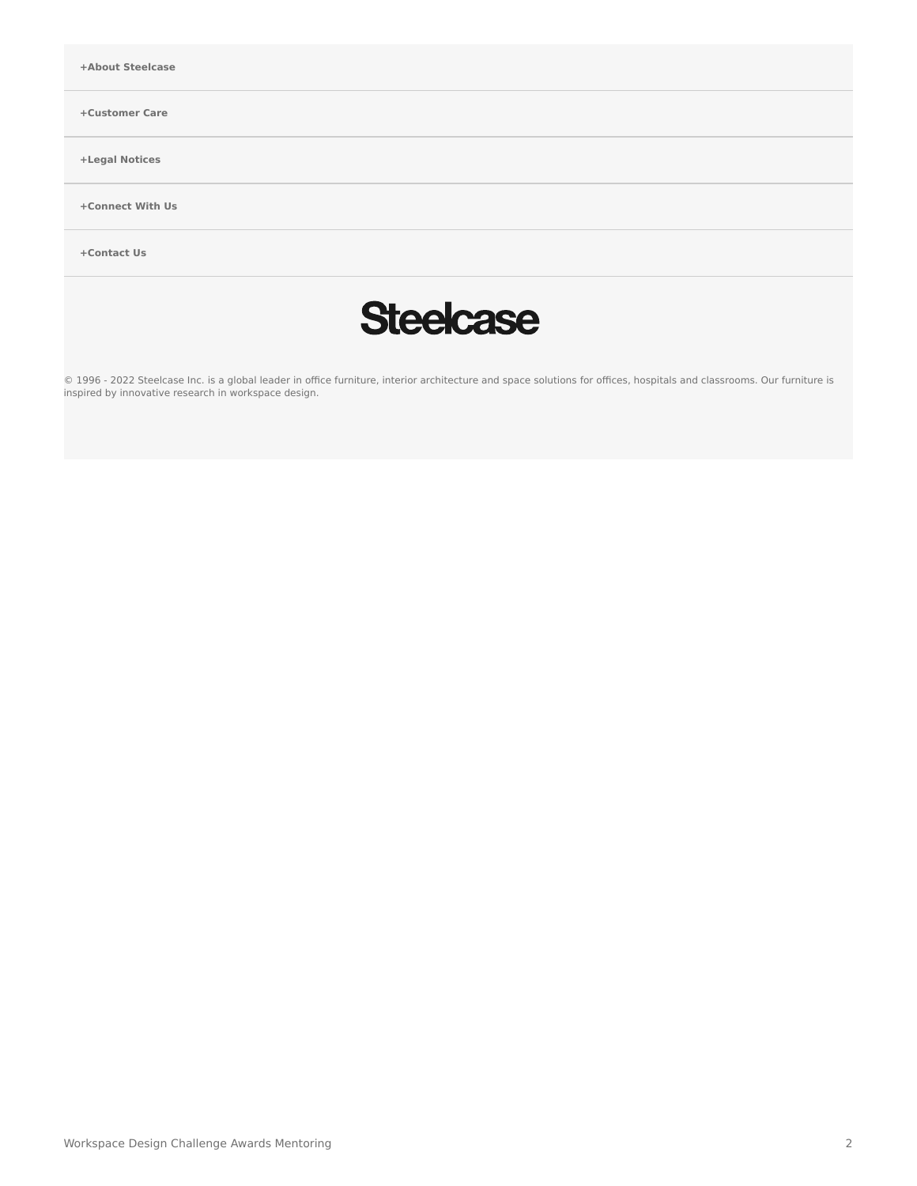**+About Steelcase**

**+Customer Care**

**+Legal Notices**

**+Connect With Us**

**+Contact Us**

Steelcase

© 1996 - 2022 Steelcase Inc. is a global leader in office furniture, interior architecture and space solutions for offices, hospitals and classrooms. Our furniture is inspired by innovative research in workspace design.